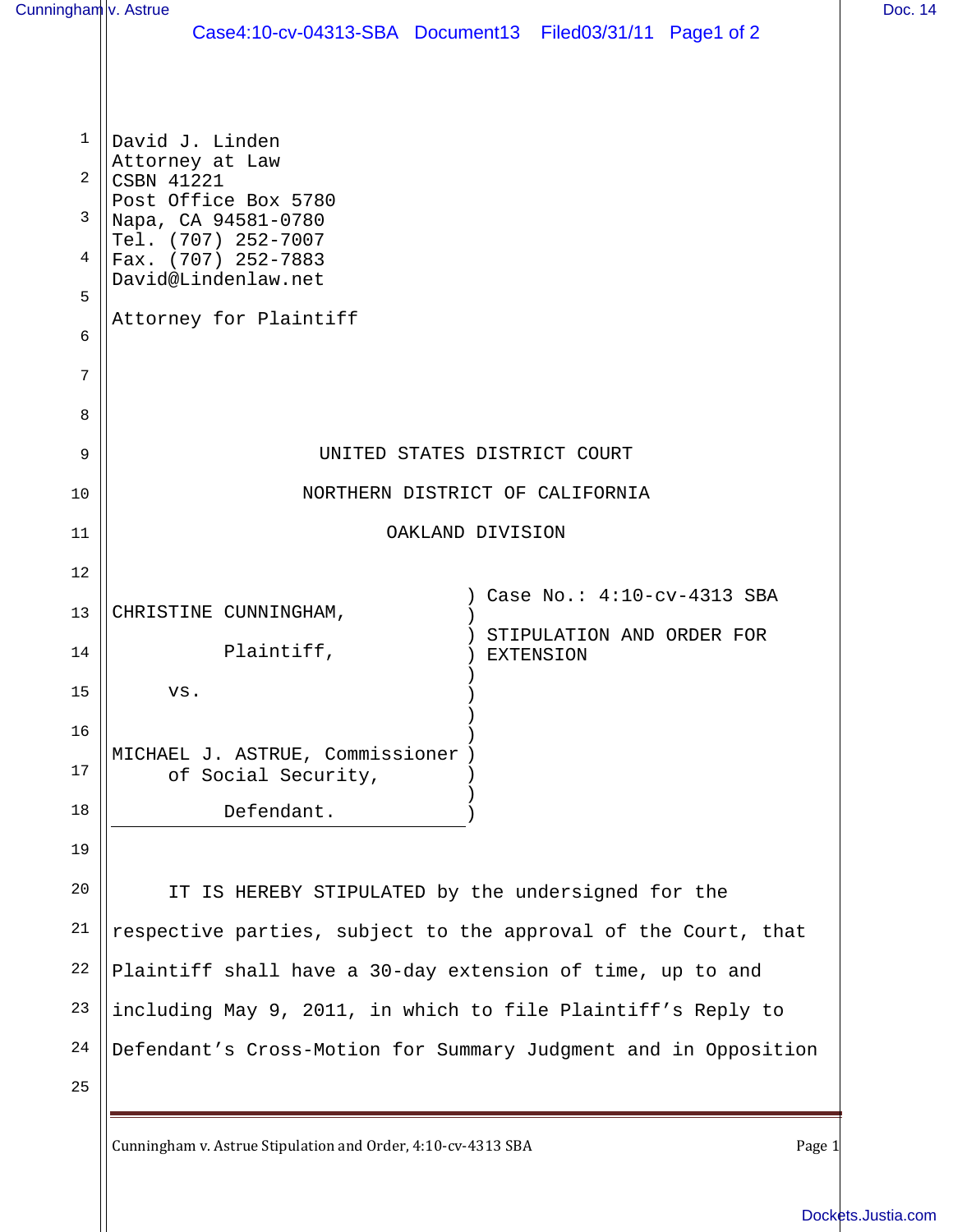David J. Linden
Attorney at Law
CSBN 41221
Post Office Box 5780
Napa, CA 94581-0780
Tel. (707) 252-7007
Fax. (707) 252-7883
David@Lindenlaw.net

Attorney for Plaintiff

UNITED STATES DISTRICT COURT

NORTHERN DISTRICT OF CALIFORNIA

OAKLAND DIVISION

| | |
|---|---|
| CHRISTINE CUNNINGHAM, Plaintiff, vs. MICHAEL J. ASTRUE, Commissioner of Social Security, Defendant. | Case No.: 4:10-cv-4313 SBA<br><br>STIPULATION AND ORDER FOR EXTENSION |

IT IS HEREBY STIPULATED by the undersigned for the respective parties, subject to the approval of the Court, that Plaintiff shall have a 30-day extension of time, up to and including May 9, 2011, in which to file Plaintiff's Reply to Defendant's Cross-Motion for Summary Judgment and in Opposition

Cunningham v. Astrue Stipulation and Order, 4:10-cv-4313 SBA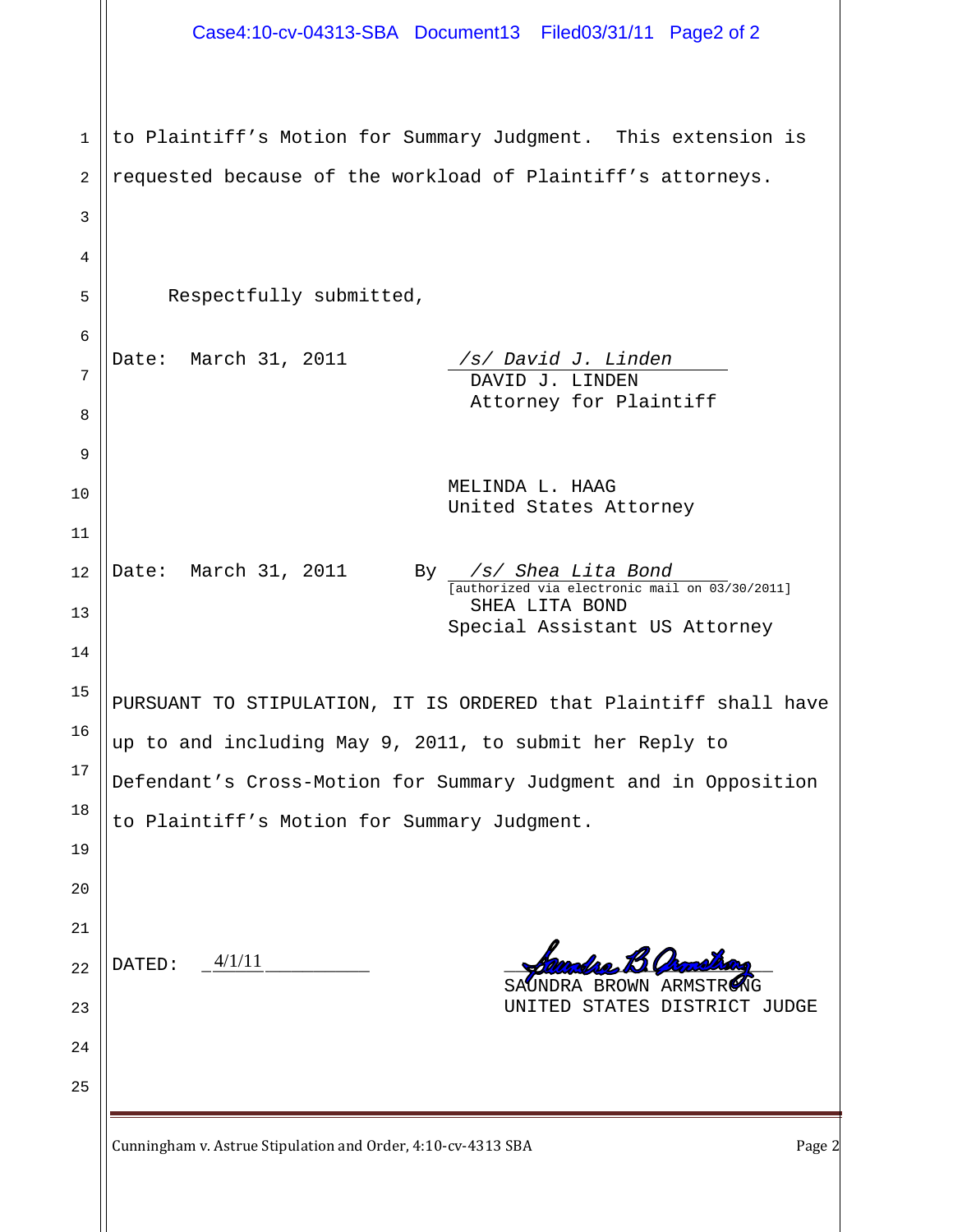to Plaintiff's Motion for Summary Judgment. This extension is requested because of the workload of Plaintiff's attorneys.

Respectfully submitted,

Date: March 31, 2011

*/s/ David J. Linden*
DAVID J. LINDEN
Attorney for Plaintiff

MELINDA L. HAAG
United States Attorney

Date: March 31, 2011

By */s/ Shea Lita Bond*
[authorized via electronic mail on 03/30/2011]
SHEA LITA BOND
Special Assistant US Attorney

PURSUANT TO STIPULATION, IT IS ORDERED that Plaintiff shall have up to and including May 9, 2011, to submit her Reply to Defendant's Cross-Motion for Summary Judgment and in Opposition to Plaintiff's Motion for Summary Judgment.

DATED: 4/1/11

SAUNDRA BROWN ARMSTRONG
UNITED STATES DISTRICT JUDGE

Cunningham v. Astrue Stipulation and Order, 4:10-cv-4313 SBA